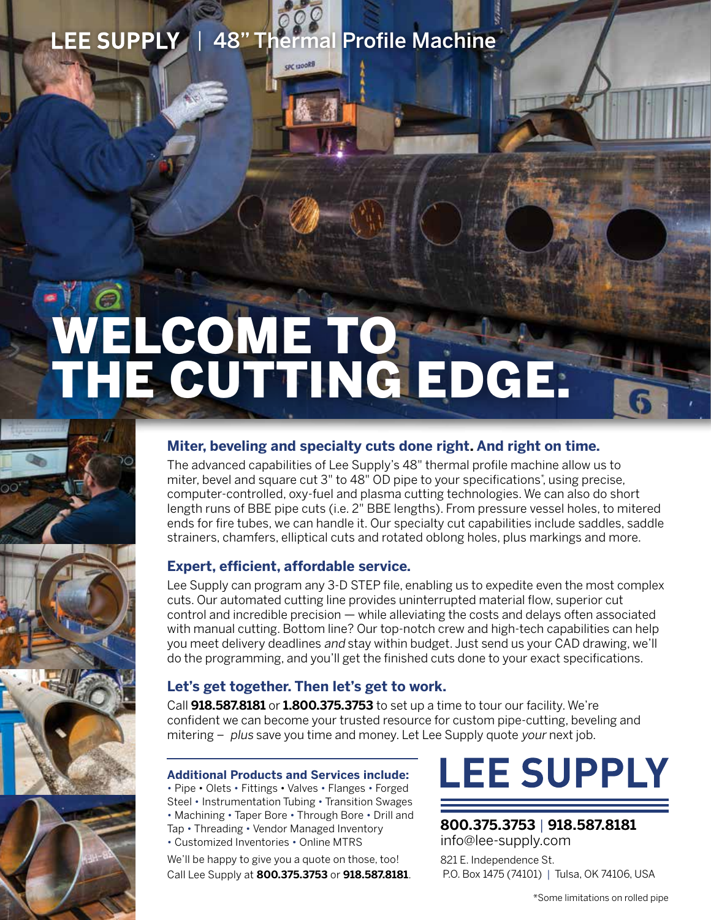LEE SUPPLY | 48" Thermal Profile Machine

# WELCOME TO THE CUTTING EDGE.

### Miter, beveling and specialty cuts done right. And right on time.

The advanced capabilities of Lee Supply's 48" thermal profile machine allow us to miter, bevel and square cut 3" to 48" OD pipe to your specifications*, using precise, computer-controlled, oxy-fuel and plasma cutting technologies. We can also do short length runs of BBE pipe cuts (i.e. 2" BBE lengths). From pressure vessel holes, to mitered ends for fire tubes, we can handle it. Our specialty cut capabilities include saddles, saddle strainers, chamfers, elliptical cuts and rotated oblong holes, plus markings and more.

### Expert, efficient, affordable service.

Lee Supply can program any 3-D STEP file, enabling us to expedite even the most complex cuts. Our automated cutting line provides uninterrupted material flow, superior cut control and incredible precision — while alleviating the costs and delays often associated with manual cutting. Bottom line? Our top-notch crew and high-tech capabilities can help you meet delivery deadlines *and* stay within budget. Just send us your CAD drawing, we'll do the programming, and you'll get the finished cuts done to your exact specifications.

### Let's get together. Then let's get to work.

Call **918.587.8181** or **1.800.375.3753** to set up a time to tour our facility. We're confident we can become your trusted resource for custom pipe-cutting, beveling and mitering – *plus* save you time and money. Let Lee Supply quote *your* next job.

**Additional Products and Services include:**
• Pipe • Olets • Fittings • Valves • Flanges • Forged Steel • Instrumentation Tubing • Transition Swages • Machining • Taper Bore • Through Bore • Drill and Tap • Threading • Vendor Managed Inventory • Customized Inventories • Online MTRS

We'll be happy to give you a quote on those, too! Call Lee Supply at **800.375.3753** or **918.587.8181**.

# LEE SUPPLY

**800.375.3753** | **918.587.8181**
info@lee-supply.com

821 E. Independence St.
P.O. Box 1475 (74101) | Tulsa, OK 74106, USA

*Some limitations on rolled pipe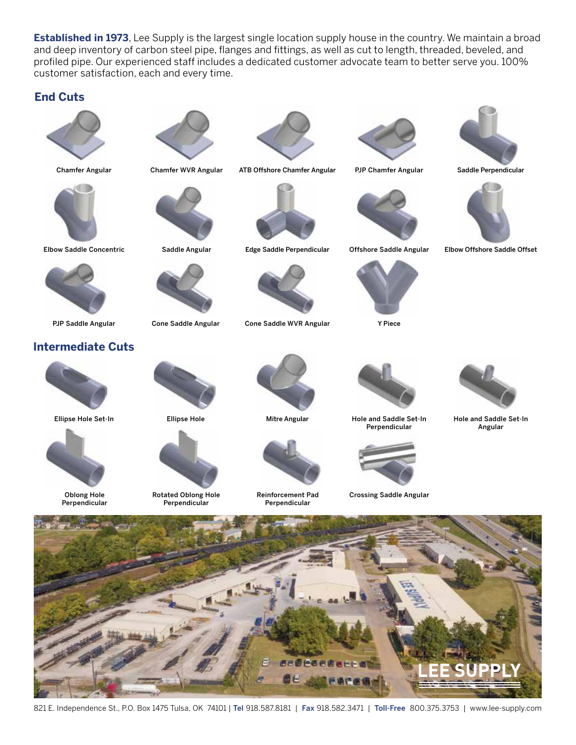**Established in 1973**, Lee Supply is the largest single location supply house in the country. We maintain a broad and deep inventory of carbon steel pipe, flanges and fittings, as well as cut to length, threaded, beveled, and profiled pipe. Our experienced staff includes a dedicated customer advocate team to better serve you. 100% customer satisfaction, each and every time.

## End Cuts

Chamfer Angular

Chamfer WVR Angular

ATB Offshore Chamfer Angular

PJP Chamfer Angular

Saddle Perpendicular

Elbow Saddle Concentric

Saddle Angular

Edge Saddle Perpendicular

Offshore Saddle Angular

Elbow Offshore Saddle Offset

PJP Saddle Angular

Cone Saddle Angular

Cone Saddle WVR Angular

Y Piece

## Intermediate Cuts

Ellipse Hole Set-In

Ellipse Hole

Mitre Angular

Hole and Saddle Set-In Perpendicular

Hole and Saddle Set-In Angular

Oblong Hole Perpendicular

Rotated Oblong Hole Perpendicular

Reinforcement Pad Perpendicular

Crossing Saddle Angular

LEE SUPPLY

821 E. Independence St., P.O. Box 1475 Tulsa, OK 74101 | **Tel** 918.587.8181 | **Fax** 918.582.3471 | **Toll-Free** 800.375.3753 | www.lee-supply.com